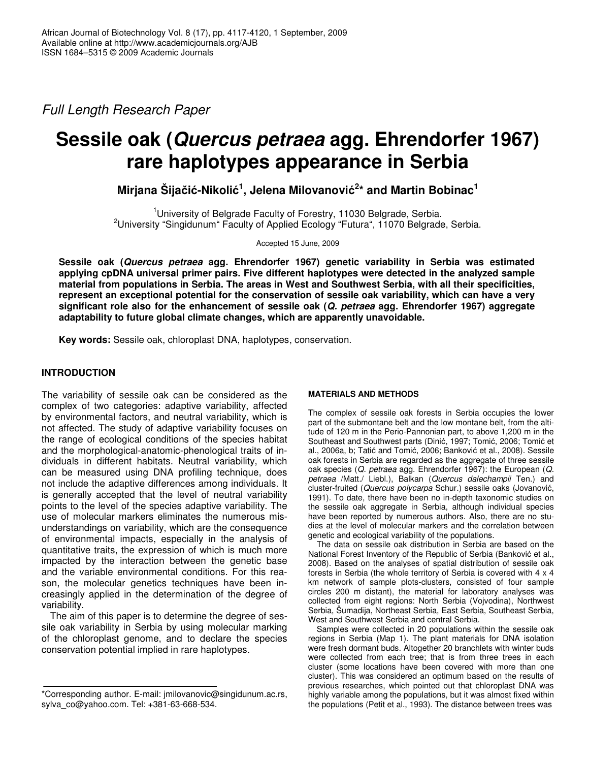Full Length Research Paper

# Sessile oak (*Quercus petraea* agg. Ehrendorfer 1967) rare haplotypes appearance in Serbia

**Mirjana Šijačić-Nikolić[1], Jelena Milovanović[2]* and Martin Bobinac[1]**

[1]University of Belgrade Faculty of Forestry, 11030 Belgrade, Serbia.
[2]University "Singidunum" Faculty of Applied Ecology "Futura", 11070 Belgrade, Serbia.

Accepted 15 June, 2009

**Sessile oak (*Quercus petraea* agg. Ehrendorfer 1967) genetic variability in Serbia was estimated applying cpDNA universal primer pairs. Five different haplotypes were detected in the analyzed sample material from populations in Serbia. The areas in West and Southwest Serbia, with all their specificities, represent an exceptional potential for the conservation of sessile oak variability, which can have a very significant role also for the enhancement of sessile oak (*Q. petraea* agg. Ehrendorfer 1967) aggregate adaptability to future global climate changes, which are apparently unavoidable.**

**Key words:** Sessile oak, chloroplast DNA, haplotypes, conservation.

## INTRODUCTION

The variability of sessile oak can be considered as the complex of two categories: adaptive variability, affected by environmental factors, and neutral variability, which is not affected. The study of adaptive variability focuses on the range of ecological conditions of the species habitat and the morphological-anatomic-phenological traits of individuals in different habitats. Neutral variability, which can be measured using DNA profiling technique, does not include the adaptive differences among individuals. It is generally accepted that the level of neutral variability points to the level of the species adaptive variability. The use of molecular markers eliminates the numerous misunderstandings on variability, which are the consequence of environmental impacts, especially in the analysis of quantitative traits, the expression of which is much more impacted by the interaction between the genetic base and the variable environmental conditions. For this reason, the molecular genetics techniques have been increasingly applied in the determination of the degree of variability.

The aim of this paper is to determine the degree of sessile oak variability in Serbia by using molecular marking of the chloroplast genome, and to declare the species conservation potential implied in rare haplotypes.

## MATERIALS AND METHODS

The complex of sessile oak forests in Serbia occupies the lower part of the submontane belt and the low montane belt, from the altitude of 120 m in the Perio-Pannonian part, to above 1,200 m in the Southeast and Southwest parts (Dinić, 1997; Tomić, 2006; Tomić et al., 2006a, b; Tatić and Tomić, 2006; Banković et al., 2008). Sessile oak forests in Serbia are regarded as the aggregate of three sessile oak species (*Q. petraea* agg. Ehrendorfer 1967): the European (*Q. petraea* /Matt./ Liebl.), Balkan (*Quercus dalechampii* Ten.) and cluster-fruited (*Quercus polycarpa* Schur.) sessile oaks (Jovanović, 1991). To date, there have been no in-depth taxonomic studies on the sessile oak aggregate in Serbia, although individual species have been reported by numerous authors. Also, there are no studies at the level of molecular markers and the correlation between genetic and ecological variability of the populations.

The data on sessile oak distribution in Serbia are based on the National Forest Inventory of the Republic of Serbia (Banković et al., 2008). Based on the analyses of spatial distribution of sessile oak forests in Serbia (the whole territory of Serbia is covered with 4 x 4 km network of sample plots-clusters, consisted of four sample circles 200 m distant), the material for laboratory analyses was collected from eight regions: North Serbia (Vojvodina), Northwest Serbia, Šumadija, Northeast Serbia, East Serbia, Southeast Serbia, West and Southwest Serbia and central Serbia.

Samples were collected in 20 populations within the sessile oak regions in Serbia (Map 1). The plant materials for DNA isolation were fresh dormant buds. Altogether 20 branchlets with winter buds were collected from each tree; that is from three trees in each cluster (some locations have been covered with more than one cluster). This was considered an optimum based on the results of previous researches, which pointed out that chloroplast DNA was highly variable among the populations, but it was almost fixed within the populations (Petit et al., 1993). The distance between trees was

*Corresponding author. E-mail: jmilovanovic@singidunum.ac.rs, sylva_co@yahoo.com. Tel: +381-63-668-534.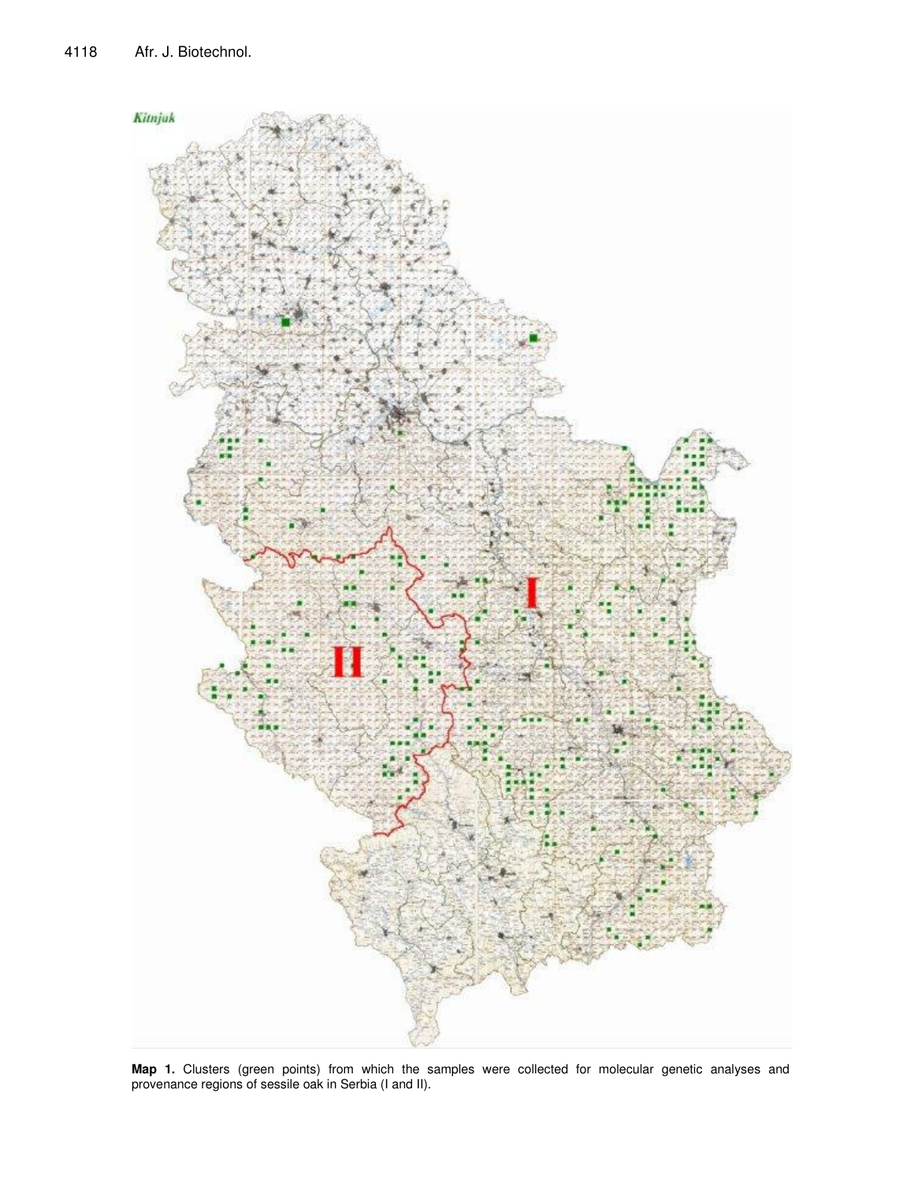**Map 1.** Clusters (green points) from which the samples were collected for molecular genetic analyses and provenance regions of sessile oak in Serbia (I and II).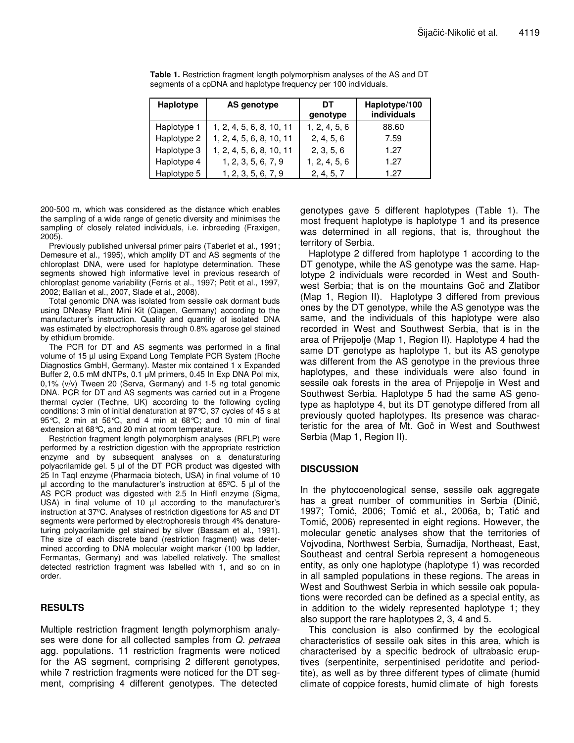**Table 1.** Restriction fragment length polymorphism analyses of the AS and DT segments of a cpDNA and haplotype frequency per 100 individuals.

| Haplotype | AS genotype | DT genotype | Haplotype/100 individuals |
|---|---|---|---|
| Haplotype 1 | 1, 2, 4, 5, 6, 8, 10, 11 | 1, 2, 4, 5, 6 | 88.60 |
| Haplotype 2 | 1, 2, 4, 5, 6, 8, 10, 11 | 2, 4, 5, 6 | 7.59 |
| Haplotype 3 | 1, 2, 4, 5, 6, 8, 10, 11 | 2, 3, 5, 6 | 1.27 |
| Haplotype 4 | 1, 2, 3, 5, 6, 7, 9 | 1, 2, 4, 5, 6 | 1.27 |
| Haplotype 5 | 1, 2, 3, 5, 6, 7, 9 | 2, 4, 5, 7 | 1.27 |

200-500 m, which was considered as the distance which enables the sampling of a wide range of genetic diversity and minimises the sampling of closely related individuals, i.e. inbreeding (Fraxigen, 2005).

Previously published universal primer pairs (Taberlet et al., 1991; Demesure et al., 1995), which amplify DT and AS segments of the chloroplast DNA, were used for haplotype determination. These segments showed high informative level in previous research of chloroplast genome variability (Ferris et al., 1997; Petit et al., 1997, 2002; Ballian et al., 2007, Slade et al., 2008).

Total genomic DNA was isolated from sessile oak dormant buds using DNeasy Plant Mini Kit (Qiagen, Germany) according to the manufacturer's instruction. Quality and quantity of isolated DNA was estimated by electrophoresis through 0.8% agarose gel stained by ethidium bromide.

The PCR for DT and AS segments was performed in a final volume of 15 µl using Expand Long Template PCR System (Roche Diagnostics GmbH, Germany). Master mix contained 1 x Expanded Buffer 2, 0.5 mM dNTPs, 0.1 µM primers, 0.45 In Exp DNA Pol mix, 0,1% (v/v) Tween 20 (Serva, Germany) and 1-5 ng total genomic DNA. PCR for DT and AS segments was carried out in a Progene thermal cycler (Techne, UK) according to the following cycling conditions: 3 min of initial denaturation at 97°C, 37 cycles of 45 s at 95°C, 2 min at 56°C, and 4 min at 68°C; and 10 min of final extension at 68°C, and 20 min at room temperature.

Restriction fragment length polymorphism analyses (RFLP) were performed by a restriction digestion with the appropriate restriction enzyme and by subsequent analyses on a denaturating polyacrilamide gel. 5 µl of the DT PCR product was digested with 25 In TaqI enzyme (Pharmacia biotech, USA) in final volume of 10 µl according to the manufacturer's instruction at 65ºC. 5 µl of the AS PCR product was digested with 2.5 In HinfI enzyme (Sigma, USA) in final volume of 10 µl according to the manufacturer's instruction at 37ºC. Analyses of restriction digestions for AS and DT segments were performed by electrophoresis through 4% denatureturing polyacrilamide gel stained by silver (Bassam et al., 1991). The size of each discrete band (restriction fragment) was determined according to DNA molecular weight marker (100 bp ladder, Fermantas, Germany) and was labelled relatively. The smallest detected restriction fragment was labelled with 1, and so on in order.

## RESULTS

Multiple restriction fragment length polymorphism analyses were done for all collected samples from *Q. petraea* agg. populations. 11 restriction fragments were noticed for the AS segment, comprising 2 different genotypes, while 7 restriction fragments were noticed for the DT segment, comprising 4 different genotypes. The detected genotypes gave 5 different haplotypes (Table 1). The most frequent haplotype is haplotype 1 and its presence was determined in all regions, that is, throughout the territory of Serbia.

Haplotype 2 differed from haplotype 1 according to the DT genotype, while the AS genotype was the same. Haplotype 2 individuals were recorded in West and Southwest Serbia; that is on the mountains Goč and Zlatibor (Map 1, Region II). Haplotype 3 differed from previous ones by the DT genotype, while the AS genotype was the same, and the individuals of this haplotype were also recorded in West and Southwest Serbia, that is in the area of Prijepolje (Map 1, Region II). Haplotype 4 had the same DT genotype as haplotype 1, but its AS genotype was different from the AS genotype in the previous three haplotypes, and these individuals were also found in sessile oak forests in the area of Prijepolje in West and Southwest Serbia. Haplotype 5 had the same AS genotype as haplotype 4, but its DT genotype differed from all previously quoted haplotypes. Its presence was characteristic for the area of Mt. Goč in West and Southwest Serbia (Map 1, Region II).

## DISCUSSION

In the phytocoenological sense, sessile oak aggregate has a great number of communities in Serbia (Dinić, 1997; Tomić, 2006; Tomić et al., 2006a, b; Tatić and Tomić, 2006) represented in eight regions. However, the molecular genetic analyses show that the territories of Vojvodina, Northwest Serbia, Šumadija, Northeast, East, Southeast and central Serbia represent a homogeneous entity, as only one haplotype (haplotype 1) was recorded in all sampled populations in these regions. The areas in West and Southwest Serbia in which sessile oak populations were recorded can be defined as a special entity, as in addition to the widely represented haplotype 1; they also support the rare haplotypes 2, 3, 4 and 5.

This conclusion is also confirmed by the ecological characteristics of sessile oak sites in this area, which is characterised by a specific bedrock of ultrabasic eruptives (serpentinite, serpentinised peridotite and periodtite), as well as by three different types of climate (humid climate of coppice forests, humid climate of high forests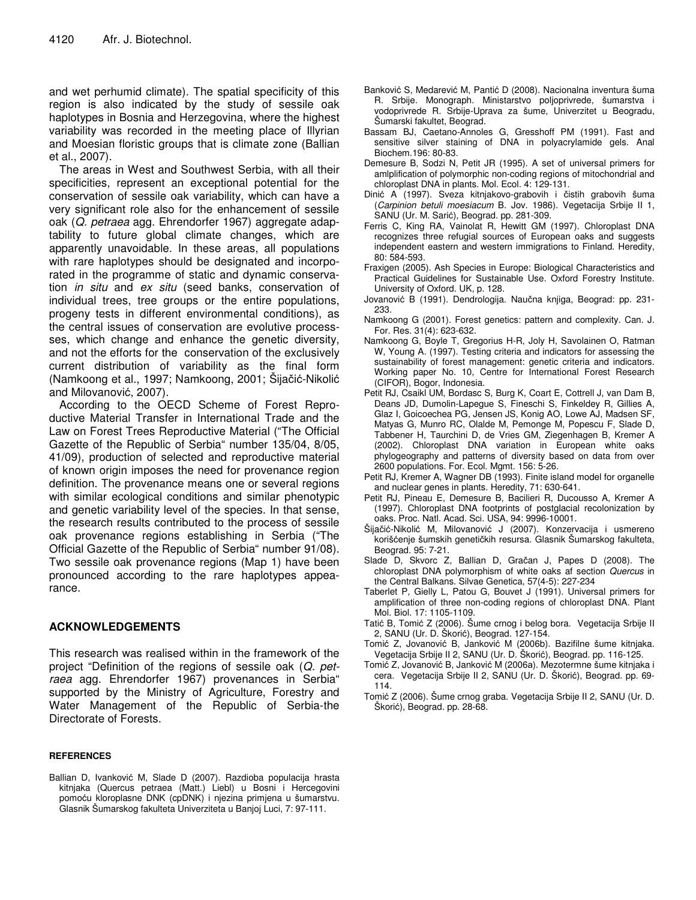and wet perhumid climate). The spatial specificity of this region is also indicated by the study of sessile oak haplotypes in Bosnia and Herzegovina, where the highest variability was recorded in the meeting place of Illyrian and Moesian floristic groups that is climate zone (Ballian et al., 2007).

The areas in West and Southwest Serbia, with all their specificities, represent an exceptional potential for the conservation of sessile oak variability, which can have a very significant role also for the enhancement of sessile oak (*Q. petraea* agg. Ehrendorfer 1967) aggregate adaptability to future global climate changes, which are apparently unavoidable. In these areas, all populations with rare haplotypes should be designated and incorporated in the programme of static and dynamic conservation *in situ* and *ex situ* (seed banks, conservation of individual trees, tree groups or the entire populations, progeny tests in different environmental conditions), as the central issues of conservation are evolutive processses, which change and enhance the genetic diversity, and not the efforts for the conservation of the exclusively current distribution of variability as the final form (Namkoong et al., 1997; Namkoong, 2001; Šijačić-Nikolić and Milovanović, 2007).

According to the OECD Scheme of Forest Reproductive Material Transfer in International Trade and the Law on Forest Trees Reproductive Material ("The Official Gazette of the Republic of Serbia" number 135/04, 8/05, 41/09), production of selected and reproductive material of known origin imposes the need for provenance region definition. The provenance means one or several regions with similar ecological conditions and similar phenotypic and genetic variability level of the species. In that sense, the research results contributed to the process of sessile oak provenance regions establishing in Serbia ("The Official Gazette of the Republic of Serbia" number 91/08). Two sessile oak provenance regions (Map 1) have been pronounced according to the rare haplotypes appearance.

## ACKNOWLEDGEMENTS

This research was realised within in the framework of the project "Definition of the regions of sessile oak (*Q. petraea* agg. Ehrendorfer 1967) provenances in Serbia" supported by the Ministry of Agriculture, Forestry and Water Management of the Republic of Serbia-the Directorate of Forests.

## REFERENCES

Ballian D, Ivanković M, Slade D (2007). Razdioba populacija hrasta kitnjaka (Quercus petraea (Matt.) Liebl) u Bosni i Hercegovini pomoću kloroplasne DNK (cpDNK) i njezina primjena u šumarstvu. Glasnik Šumarskog fakulteta Univerziteta u Banjoj Luci, 7: 97-111.

Banković S, Medarević M, Pantić D (2008). Nacionalna inventura šuma R. Srbije. Monograph. Ministarstvo poljoprivrede, šumarstva i vodoprivrede R. Srbije-Uprava za šume, Univerzitet u Beogradu, Šumarski fakultet, Beograd.

Bassam BJ, Caetano-Annoles G, Gresshoff PM (1991). Fast and sensitive silver staining of DNA in polyacrylamide gels. Anal Biochem.196: 80-83.

Demesure B, Sodzi N, Petit JR (1995). A set of universal primers for amlplification of polymorphic non-coding regions of mitochondrial and chloroplast DNA in plants. Mol. Ecol. 4: 129-131.

Dinić A (1997). Sveza kitnjakovo-grabovih i čistih grabovih šuma (*Carpinion betuli moesiacum* B. Jov. 1986). Vegetacija Srbije II 1, SANU (Ur. M. Sarić), Beograd. pp. 281-309.

Ferris C, King RA, Vainolat R, Hewitt GM (1997). Chloroplast DNA recognizes three refugial sources of European oaks and suggests independent eastern and western immigrations to Finland. Heredity, 80: 584-593.

Fraxigen (2005). Ash Species in Europe: Biological Characteristics and Practical Guidelines for Sustainable Use. Oxford Forestry Institute. University of Oxford. UK, p. 128.

Jovanović B (1991). Dendrologija. Naučna knjiga, Beograd: pp. 231-233.

Namkoong G (2001). Forest genetics: pattern and complexity. Can. J. For. Res. 31(4): 623-632.

Namkoong G, Boyle T, Gregorius H-R, Joly H, Savolainen O, Ratman W, Young A. (1997). Testing criteria and indicators for assessing the sustainability of forest management: genetic criteria and indicators. Working paper No. 10, Centre for International Forest Research (CIFOR), Bogor, Indonesia.

Petit RJ, Csaikl UM, Bordasc S, Burg K, Coart E, Cottrell J, van Dam B, Deans JD, Dumolin-Lapegue S, Fineschi S, Finkeldey R, Gillies A, Glaz I, Goicoechea PG, Jensen JS, Konig AO, Lowe AJ, Madsen SF, Matyas G, Munro RC, Olalde M, Pemonge M, Popescu F, Slade D, Tabbener H, Taurchini D, de Vries GM, Ziegenhagen B, Kremer A (2002). Chloroplast DNA variation in European white oaks phylogeography and patterns of diversity based on data from over 2600 populations. For. Ecol. Mgmt. 156: 5-26.

Petit RJ, Kremer A, Wagner DB (1993). Finite island model for organelle and nuclear genes in plants. Heredity, 71: 630-641.

Petit RJ, Pineau E, Demesure B, Bacilieri R, Ducousso A, Kremer A (1997). Chloroplast DNA footprints of postglacial recolonization by oaks. Proc. Natl. Acad. Sci. USA, 94: 9996-10001.

Šijačić-Nikolić M, Milovanović J (2007). Konzervacija i usmereno korišćenje šumskih genetičkih resursa. Glasnik Šumarskog fakulteta, Beograd. 95: 7-21.

Slade D, Skvorc Z, Ballian D, Gračan J, Papes D (2008). The chloroplast DNA polymorphism of white oaks af section *Quercus* in the Central Balkans. Silvae Genetica, 57(4-5): 227-234

Taberlet P, Gielly L, Patou G, Bouvet J (1991). Universal primers for amplification of three non-coding regions of chloroplast DNA. Plant Mol. Biol. 17: 1105-1109.

Tatić B, Tomić Z (2006). Šume crnog i belog bora. Vegetacija Srbije II 2, SANU (Ur. D. Škorić), Beograd. 127-154.

Tomić Z, Jovanović B, Janković M (2006b). Bazifilne šume kitnjaka. Vegetacija Srbije II 2, SANU (Ur. D. Škorić), Beograd. pp. 116-125.

Tomić Z, Jovanović B, Janković M (2006a). Mezotermne šume kitnjaka i cera. Vegetacija Srbije II 2, SANU (Ur. D. Škorić), Beograd. pp. 69-114.

Tomić Z (2006). Šume crnog graba. Vegetacija Srbije II 2, SANU (Ur. D. Škorić), Beograd. pp. 28-68.